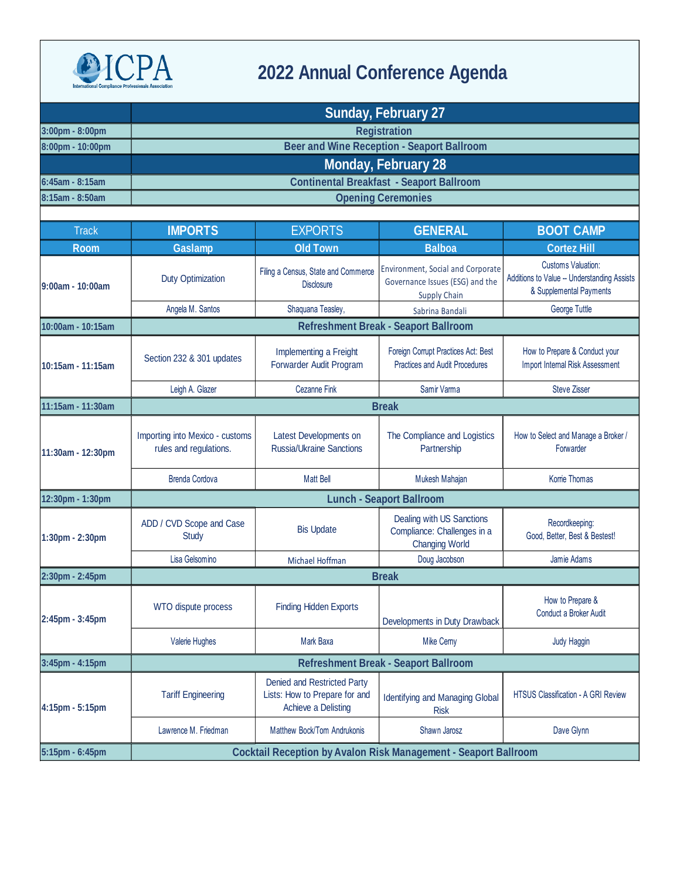# ICPA

International Compliance Professionals Association

# 2022 Annual Conference Agenda

| | Sunday, February 27 | | | |
|---|---|---|---|---|
| 3:00pm - 8:00pm | Registration | | | |
| 8:00pm - 10:00pm | Beer and Wine Reception - Seaport Ballroom | | | |
| | **Monday, February 28** | | | |
| 6:45am - 8:15am | Continental Breakfast - Seaport Ballroom | | | |
| 8:15am - 8:50am | Opening Ceremonies | | | |
| **Track** | **IMPORTS** | **EXPORTS** | **GENERAL** | **BOOT CAMP** |
| **Room** | **Gaslamp** | **Old Town** | **Balboa** | **Cortez Hill** |
| 9:00am - 10:00am | Duty Optimization | Filing a Census, State and Commerce Disclosure | Environment, Social and Corporate Governance Issues (ESG) and the Supply Chain | Customs Valuation: Additions to Value -- Understanding Assists & Supplemental Payments |
| | Angela M. Santos | Shaquana Teasley, | Sabrina Bandali | George Tuttle |
| 10:00am - 10:15am | Refreshment Break - Seaport Ballroom | | | |
| 10:15am - 11:15am | Section 232 & 301 updates | Implementing a Freight Forwarder Audit Program | Foreign Corrupt Practices Act: Best Practices and Audit Procedures | How to Prepare & Conduct your Import Internal Risk Assessment |
| | Leigh A. Glazer | Cezanne Fink | Samir Varma | Steve Zisser |
| 11:15am - 11:30am | Break | | | |
| 11:30am - 12:30pm | Importing into Mexico - customs rules and regulations. | Latest Developments on Russia/Ukraine Sanctions | The Compliance and Logistics Partnership | How to Select and Manage a Broker / Forwarder |
| | Brenda Cordova | Matt Bell | Mukesh Mahajan | Korrie Thomas |
| 12:30pm - 1:30pm | Lunch - Seaport Ballroom | | | |
| 1:30pm - 2:30pm | ADD / CVD Scope and Case Study | Bis Update | Dealing with US Sanctions Compliance: Challenges in a Changing World | Recordkeeping: Good, Better, Best & Bestest! |
| | Lisa Gelsomino | Michael Hoffman | Doug Jacobson | Jamie Adams |
| 2:30pm - 2:45pm | Break | | | |
| 2:45pm - 3:45pm | WTO dispute process | Finding Hidden Exports | Developments in Duty Drawback | How to Prepare & Conduct a Broker Audit |
| | Valerie Hughes | Mark Baxa | Mike Cerny | Judy Haggin |
| 3:45pm - 4:15pm | Refreshment Break - Seaport Ballroom | | | |
| 4:15pm - 5:15pm | Tariff Engineering | Denied and Restricted Party Lists: How to Prepare for and Achieve a Delisting | Identifying and Managing Global Risk | HTSUS Classification - A GRI Review |
| | Lawrence M. Friedman | Matthew Bock/Tom Andrukonis | Shawn Jarosz | Dave Glynn |
| 5:15pm - 6:45pm | Cocktail Reception by Avalon Risk Management - Seaport Ballroom | | | |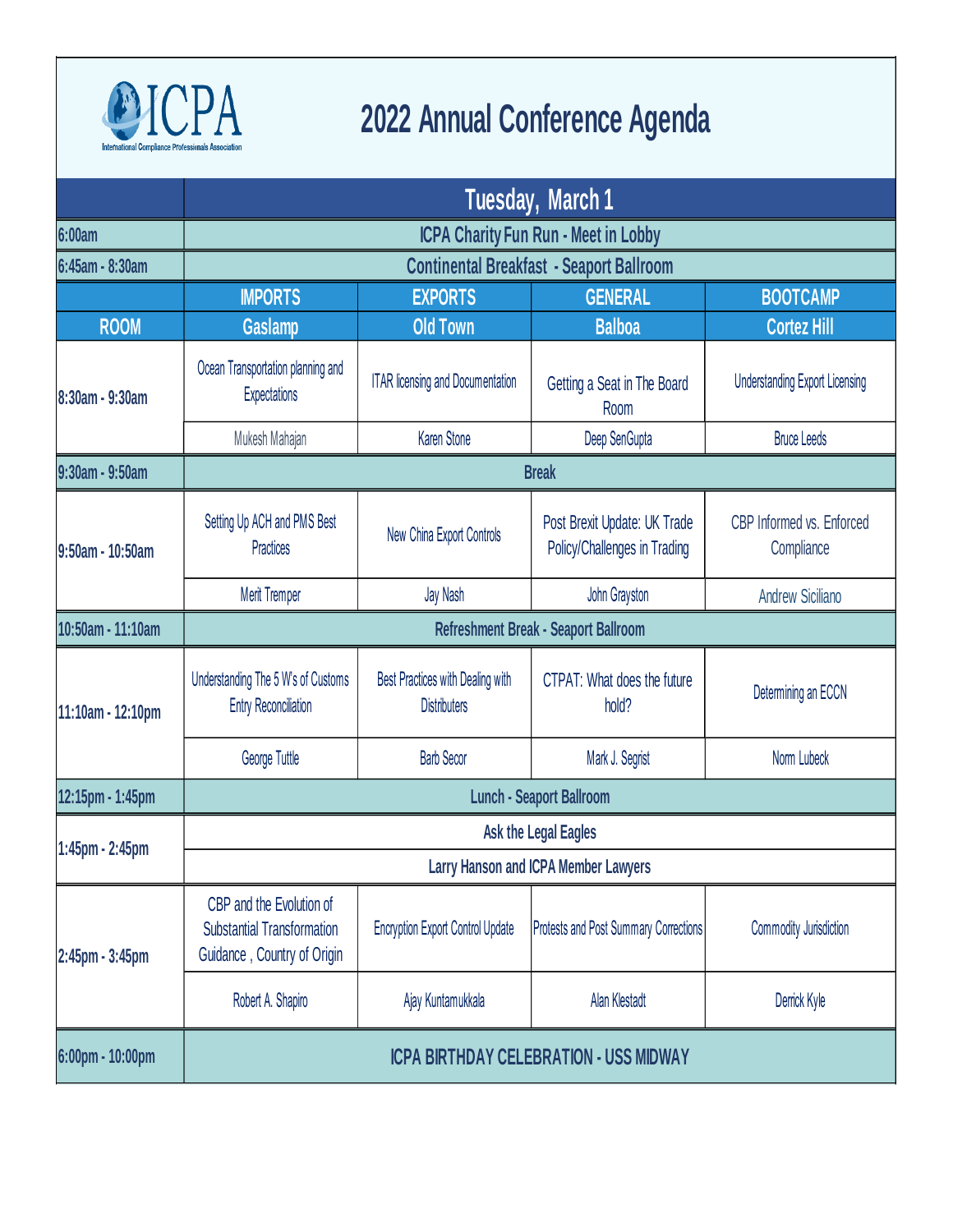# ICPA

International Compliance Professionals Association

# 2022 Annual Conference Agenda

| | Tuesday, March 1 | | | |
|---|---|---|---|---|
| 6:00am | ICPA Charity Fun Run - Meet in Lobby | | | |
| 6:45am - 8:30am | Continental Breakfast - Seaport Ballroom | | | |
| | **IMPORTS** | **EXPORTS** | **GENERAL** | **BOOTCAMP** |
| **ROOM** | **Gaslamp** | **Old Town** | **Balboa** | **Cortez Hill** |
| 8:30am - 9:30am | Ocean Transportation planning and Expectations | ITAR licensing and Documentation | Getting a Seat in The Board Room | Understanding Export Licensing |
| | Mukesh Mahajan | Karen Stone | Deep SenGupta | Bruce Leeds |
| 9:30am - 9:50am | Break | | | |
| 9:50am - 10:50am | Setting Up ACH and PMS Best Practices | New China Export Controls | Post Brexit Update: UK Trade Policy/Challenges in Trading | CBP Informed vs. Enforced Compliance |
| | Merit Tremper | Jay Nash | John Grayston | Andrew Siciliano |
| 10:50am - 11:10am | Refreshment Break - Seaport Ballroom | | | |
| 11:10am - 12:10pm | Understanding The 5 W's of Customs Entry Reconciliation | Best Practices with Dealing with Distributers | CTPAT: What does the future hold? | Determining an ECCN |
| | George Tuttle | Barb Secor | Mark J. Segrist | Norm Lubeck |
| 12:15pm - 1:45pm | Lunch - Seaport Ballroom | | | |
| 1:45pm - 2:45pm | Ask the Legal Eagles | | | |
| | Larry Hanson and ICPA Member Lawyers | | | |
| 2:45pm - 3:45pm | CBP and the Evolution of Substantial Transformation Guidance , Country of Origin | Encryption Export Control Update | Protests and Post Summary Corrections | Commodity Jurisdiction |
| | Robert A. Shapiro | Ajay Kuntamukkala | Alan Klestadt | Derrick Kyle |
| 6:00pm - 10:00pm | ICPA BIRTHDAY CELEBRATION - USS MIDWAY | | | |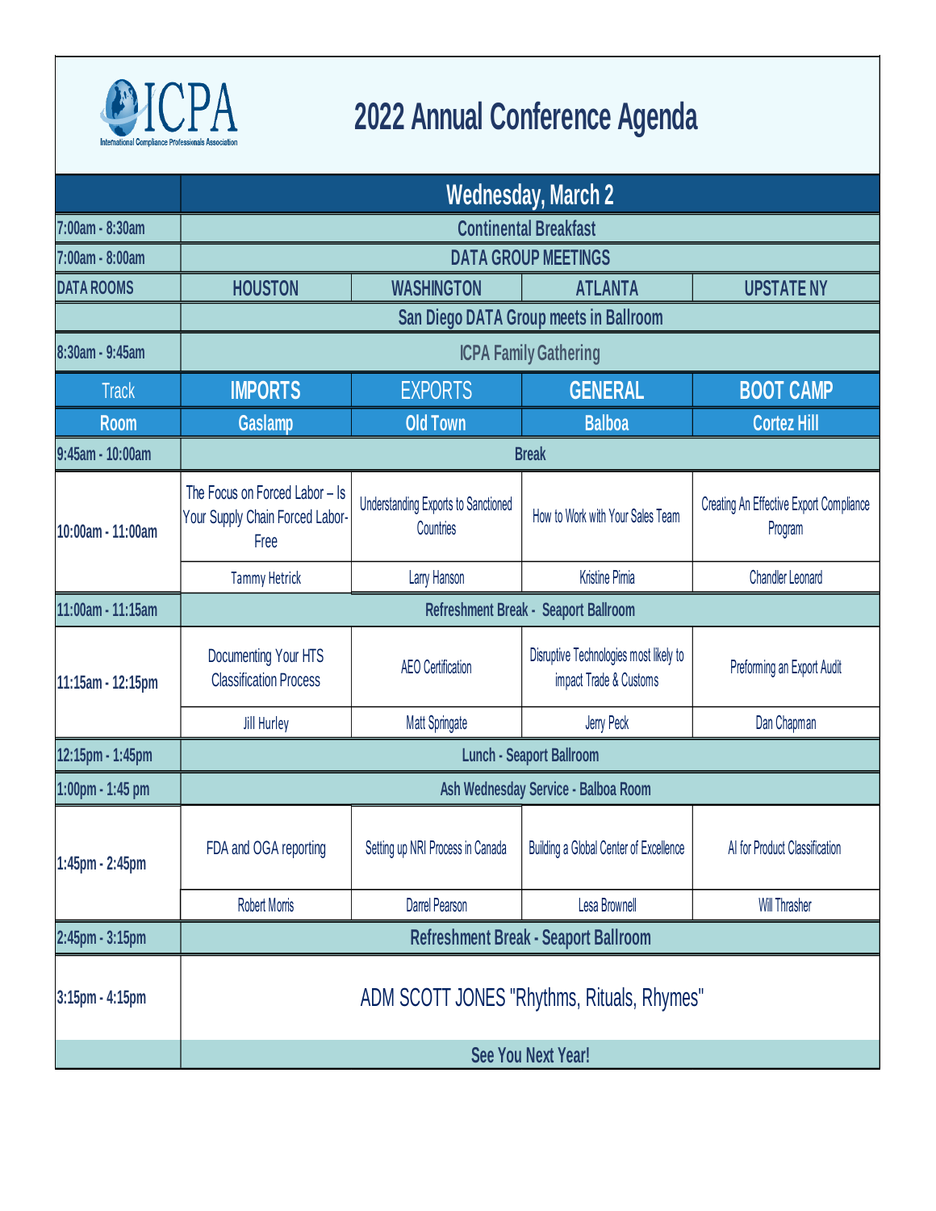ICPA
International Compliance Professionals Association

# 2022 Annual Conference Agenda

| | Wednesday, March 2 | | | |
|---|---|---|---|---|
| 7:00am - 8:30am | Continental Breakfast | | | |
| 7:00am - 8:00am | DATA GROUP MEETINGS | | | |
| DATA ROOMS | HOUSTON | WASHINGTON | ATLANTA | UPSTATE NY |
| | San Diego DATA Group meets in Ballroom | | | |
| 8:30am - 9:45am | ICPA Family Gathering | | | |
| Track | IMPORTS | EXPORTS | GENERAL | BOOT CAMP |
| Room | Gaslamp | Old Town | Balboa | Cortez Hill |
| 9:45am - 10:00am | Break | | | |
| 10:00am - 11:00am | The Focus on Forced Labor – Is Your Supply Chain Forced Labor-Free | Understanding Exports to Sanctioned Countries | How to Work with Your Sales Team | Creating An Effective Export Compliance Program |
| | Tammy Hetrick | Larry Hanson | Kristine Pirnia | Chandler Leonard |
| 11:00am - 11:15am | Refreshment Break - Seaport Ballroom | | | |
| 11:15am - 12:15pm | Documenting Your HTS Classification Process | AEO Certification | Disruptive Technologies most likely to impact Trade & Customs | Preforming an Export Audit |
| | Jill Hurley | Matt Springate | Jerry Peck | Dan Chapman |
| 12:15pm - 1:45pm | Lunch - Seaport Ballroom | | | |
| 1:00pm - 1:45 pm | Ash Wednesday Service - Balboa Room | | | |
| 1:45pm - 2:45pm | FDA and OGA reporting | Setting up NRI Process in Canada | Building a Global Center of Excellence | AI for Product Classification |
| | Robert Morris | Darrel Pearson | Lesa Brownell | Will Thrasher |
| 2:45pm - 3:15pm | Refreshment Break - Seaport Ballroom | | | |
| 3:15pm - 4:15pm | ADM SCOTT JONES "Rhythms, Rituals, Rhymes" | | | |
| | See You Next Year! | | | |